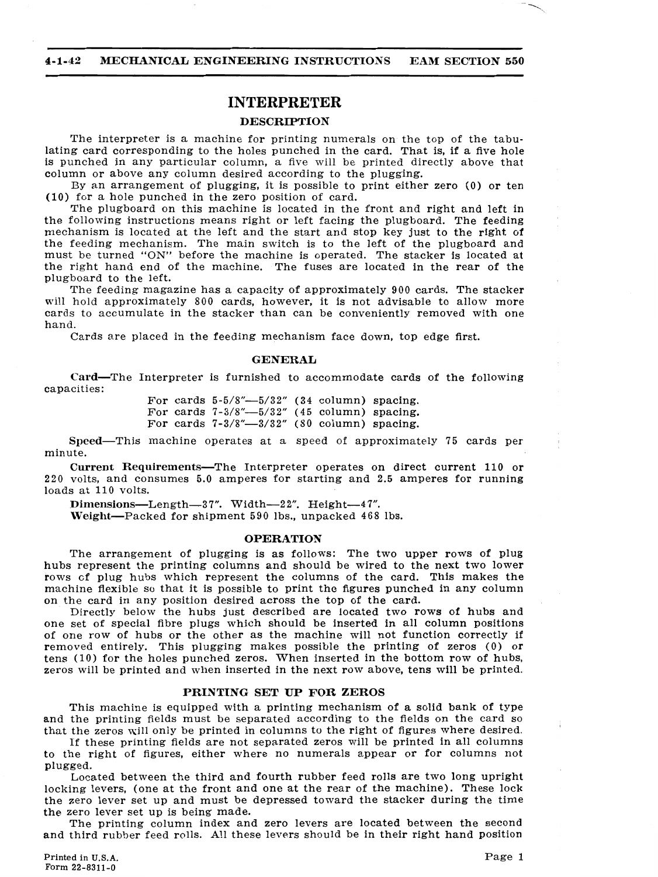# INTERPRETER

## DESCRIPTION

The interpreter is a machine for printing numerals on the top of the tabulating card corresponding to the holes punched in the card. That is, if a five hole is punched in any particular column, a five will be printed directly above that column or above any column desired according to the plugging.

By an arrangement of plugging, it is possible to print either zero (0) or ten (10) for a hole punched in the zero position of card.

The plugboard on this machine is located in the front and right and left in the following instructions means right or left facing the plugboard. The feeding mechanism is located at the left and the start and stop key just to the right of the feeding mechanism. The main switch is to the left of the plugboard and must be turned "ON" before the machine is operated. The stacker is located at the right hand end of the machine. The fuses are located in the rear of the plugboard to the left.

The feeding magazine has a capacity of approximately 900 cards. The stacker will hold approximately 800 cards, however, it is not advisable to allow more cards to accumulate in the stacker than can be conveniently removed with one hand.

Cards are placed in the feeding mechanism face down, top edge first.

## GENERAL

**Card**—The Interpreter is furnished to accommodate cards of the following capacities:

For cards 5-5/8"—5/32" (34 column) spacing.
For cards 7-3/8"—5/32" (45 column) spacing.
For cards 7-3/8"—3/32" (80 column) spacing.

**Speed**—This machine operates at a speed of approximately 75 cards per minute.

**Current Requirements**—The Interpreter operates on direct current 110 or 220 volts, and consumes 5.0 amperes for starting and 2.5 amperes for running loads at 110 volts.

**Dimensions**—Length—37". Width—22". Height—47".

**Weight**—Packed for shipment 590 lbs., unpacked 468 lbs.

## OPERATION

The arrangement of plugging is as follows: The two upper rows of plug hubs represent the printing columns and should be wired to the next two lower rows of plug hubs which represent the columns of the card. This makes the machine flexible so that it is possible to print the figures punched in any column on the card in any position desired across the top of the card.

Directly below the hubs just described are located two rows of hubs and one set of special fibre plugs which should be inserted in all column positions of one row of hubs or the other as the machine will not function correctly if removed entirely. This plugging makes possible the printing of zeros (0) or tens (10) for the holes punched zeros. When inserted in the bottom row of hubs, zeros will be printed and when inserted in the next row above, tens will be printed.

## PRINTING SET UP FOR ZEROS

This machine is equipped with a printing mechanism of a solid bank of type and the printing fields must be separated according to the fields on the card so that the zeros will only be printed in columns to the right of figures where desired.

If these printing fields are not separated zeros will be printed in all columns to the right of figures, either where no numerals appear or for columns not plugged.

Located between the third and fourth rubber feed rolls are two long upright locking levers, (one at the front and one at the rear of the machine). These lock the zero lever set up and must be depressed toward the stacker during the time the zero lever set up is being made.

The printing column index and zero levers are located between the second and third rubber feed rolls. All these levers should be in their right hand position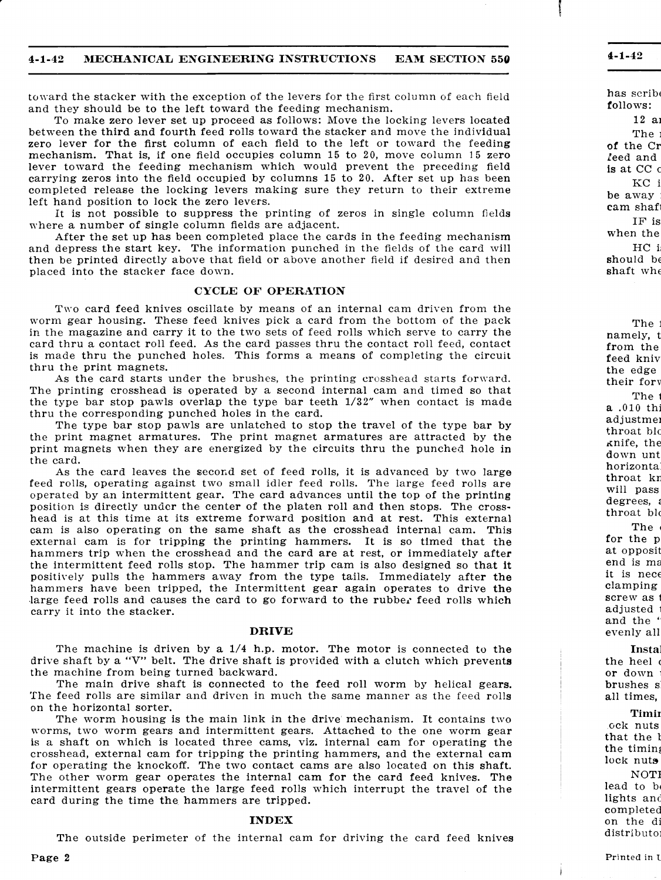toward the stacker with the exception of the levers for the first column of each field and they should be to the left toward the feeding mechanism.

To make zero lever set up proceed as follows: Move the locking levers located between the third and fourth feed rolls toward the stacker and move the individual zero lever for the first column of each field to the left or toward the feeding mechanism. That is, if one field occupies column 15 to 20, move column 15 zero lever toward the feeding mechanism which would prevent the preceding field carrying zeros into the field occupied by columns 15 to 20. After set up has been completed release the locking levers making sure they return to their extreme left hand position to lock the zero levers.

It is not possible to suppress the printing of zeros in single column fields where a number of single column fields are adjacent.

After the set up has been completed place the cards in the feeding mechanism and depress the start key. The information punched in the fields of the card will then be printed directly above that field or above another field if desired and then placed into the stacker face down.

## CYCLE OF OPERATION

Two card feed knives oscillate by means of an internal cam driven from the worm gear housing. These feed knives pick a card from the bottom of the pack in the magazine and carry it to the two sets of feed rolls which serve to carry the card thru a contact roll feed. As the card passes thru the contact roll feed, contact is made thru the punched holes. This forms a means of completing the circuit thru the print magnets.

As the card starts under the brushes, the printing crosshead starts forward. The printing crosshead is operated by a second internal cam and timed so that the type bar stop pawls overlap the type bar teeth 1/32" when contact is made thru the corresponding punched holes in the card.

The type bar stop pawls are unlatched to stop the travel of the type bar by the print magnet armatures. The print magnet armatures are attracted by the print magnets when they are energized by the circuits thru the punched hole in the card.

As the card leaves the second set of feed rolls, it is advanced by two large feed rolls, operating against two small idler feed rolls. The large feed rolls are operated by an intermittent gear. The card advances until the top of the printing position is directly under the center of the platen roll and then stops. The crosshead is at this time at its extreme forward position and at rest. This external cam is also operating on the same shaft as the crosshead internal cam. This external cam is for tripping the printing hammers. It is so timed that the hammers trip when the crosshead and the card are at rest, or immediately after the intermittent feed rolls stop. The hammer trip cam is also designed so that it positively pulls the hammers away from the type tails. Immediately after the hammers have been tripped, the Intermittent gear again operates to drive the large feed rolls and causes the card to go forward to the rubber feed rolls which carry it into the stacker.

## DRIVE

The machine is driven by a 1/4 h.p. motor. The motor is connected to the drive shaft by a "V" belt. The drive shaft is provided with a clutch which prevents the machine from being turned backward.

The main drive shaft is connected to the feed roll worm by helical gears. The feed rolls are similar and driven in much the same manner as the feed rolls on the horizontal sorter.

The worm housing is the main link in the drive mechanism. It contains two worms, two worm gears and intermittent gears. Attached to the one worm gear is a shaft on which is located three cams, viz. internal cam for operating the crosshead, external cam for tripping the printing hammers, and the external cam for operating the knockoff. The two contact cams are also located on this shaft. The other worm gear operates the internal cam for the card feed knives. The intermittent gears operate the large feed rolls which interrupt the travel of the card during the time the hammers are tripped.

## INDEX

The outside perimeter of the internal cam for driving the card feed knives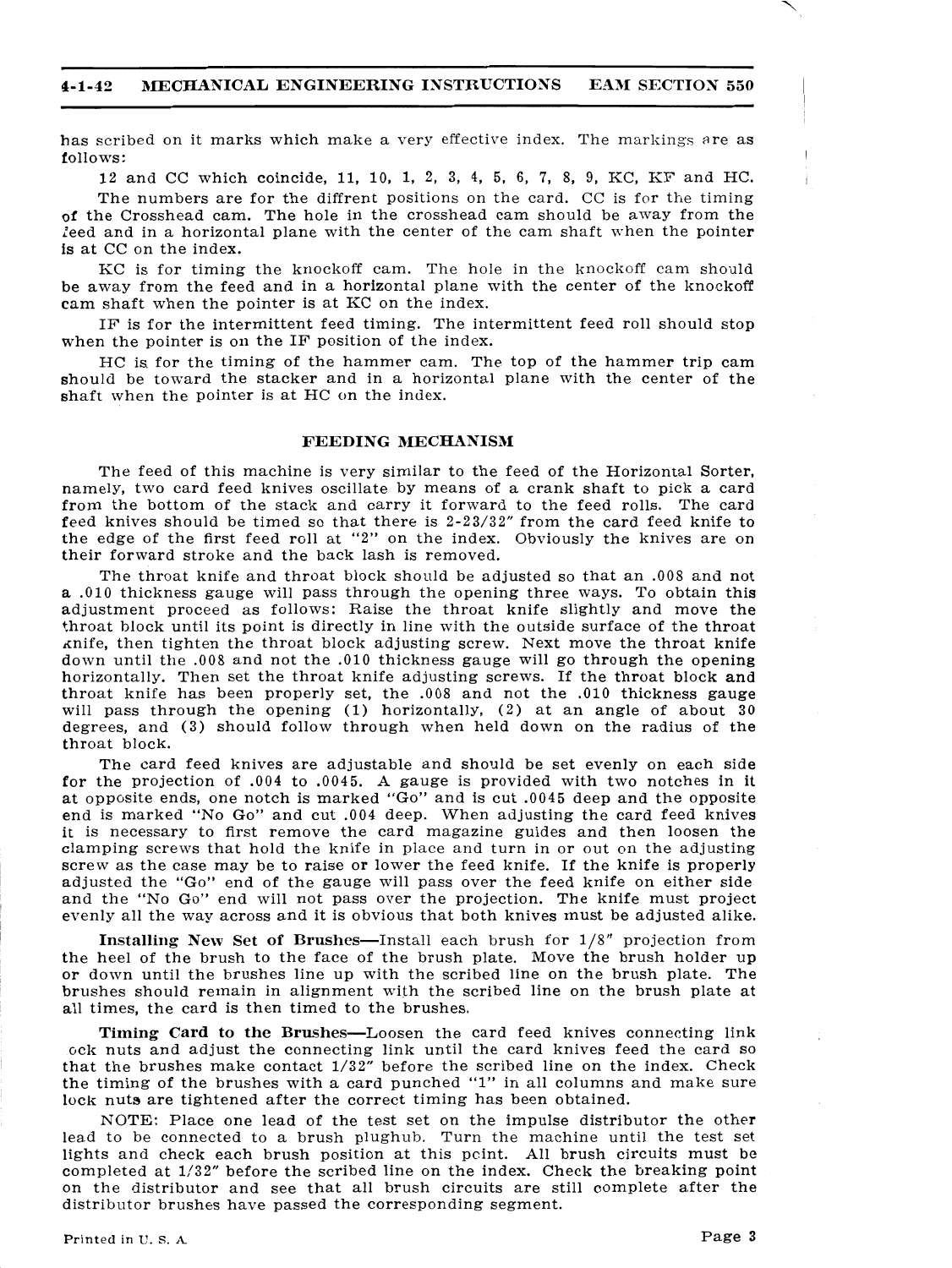has scribed on it marks which make a very effective index. The markings are as follows:

12 and CC which coincide, 11, 10, 1, 2, 3, 4, 5, 6, 7, 8, 9, KC, KF and HC.

The numbers are for the diffrent positions on the card. CC is for the timing of the Crosshead cam. The hole in the crosshead cam should be away from the feed and in a horizontal plane with the center of the cam shaft when the pointer is at CC on the index.

KC is for timing the knockoff cam. The hole in the knockoff cam should be away from the feed and in a horizontal plane with the center of the knockoff cam shaft when the pointer is at KC on the index.

IF is for the intermittent feed timing. The intermittent feed roll should stop when the pointer is on the IF position of the index.

HC is for the timing of the hammer cam. The top of the hammer trip cam should be toward the stacker and in a horizontal plane with the center of the shaft when the pointer is at HC on the index.

## FEEDING MECHANISM

The feed of this machine is very similar to the feed of the Horizontal Sorter, namely, two card feed knives oscillate by means of a crank shaft to pick a card from the bottom of the stack and carry it forward to the feed rolls. The card feed knives should be timed so that there is 2-23/32" from the card feed knife to the edge of the first feed roll at "2" on the index. Obviously the knives are on their forward stroke and the back lash is removed.

The throat knife and throat block should be adjusted so that an .008 and not a .010 thickness gauge will pass through the opening three ways. To obtain this adjustment proceed as follows: Raise the throat knife slightly and move the throat block until its point is directly in line with the outside surface of the throat knife, then tighten the throat block adjusting screw. Next move the throat knife down until the .008 and not the .010 thickness gauge will go through the opening horizontally. Then set the throat knife adjusting screws. If the throat block and throat knife has been properly set, the .008 and not the .010 thickness gauge will pass through the opening (1) horizontally, (2) at an angle of about 30 degrees, and (3) should follow through when held down on the radius of the throat block.

The card feed knives are adjustable and should be set evenly on each side for the projection of .004 to .0045. A gauge is provided with two notches in it at opposite ends, one notch is marked "Go" and is cut .0045 deep and the opposite end is marked "No Go" and cut .004 deep. When adjusting the card feed knives it is necessary to first remove the card magazine guides and then loosen the clamping screws that hold the knife in place and turn in or out on the adjusting screw as the case may be to raise or lower the feed knife. If the knife is properly adjusted the "Go" end of the gauge will pass over the feed knife on either side and the "No Go" end will not pass over the projection. The knife must project evenly all the way across and it is obvious that both knives must be adjusted alike.

**Installing New Set of Brushes**—Install each brush for 1/8" projection from the heel of the brush to the face of the brush plate. Move the brush holder up or down until the brushes line up with the scribed line on the brush plate. The brushes should remain in alignment with the scribed line on the brush plate at all times, the card is then timed to the brushes.

**Timing Card to the Brushes**—Loosen the card feed knives connecting link ock nuts and adjust the connecting link until the card knives feed the card so that the brushes make contact 1/32" before the scribed line on the index. Check the timing of the brushes with a card punched "1" in all columns and make sure lock nuts are tightened after the correct timing has been obtained.

NOTE: Place one lead of the test set on the impulse distributor the other lead to be connected to a brush plughub. Turn the machine until the test set lights and check each brush position at this point. All brush circuits must be completed at 1/32" before the scribed line on the index. Check the breaking point on the distributor and see that all brush circuits are still complete after the distributor brushes have passed the corresponding segment.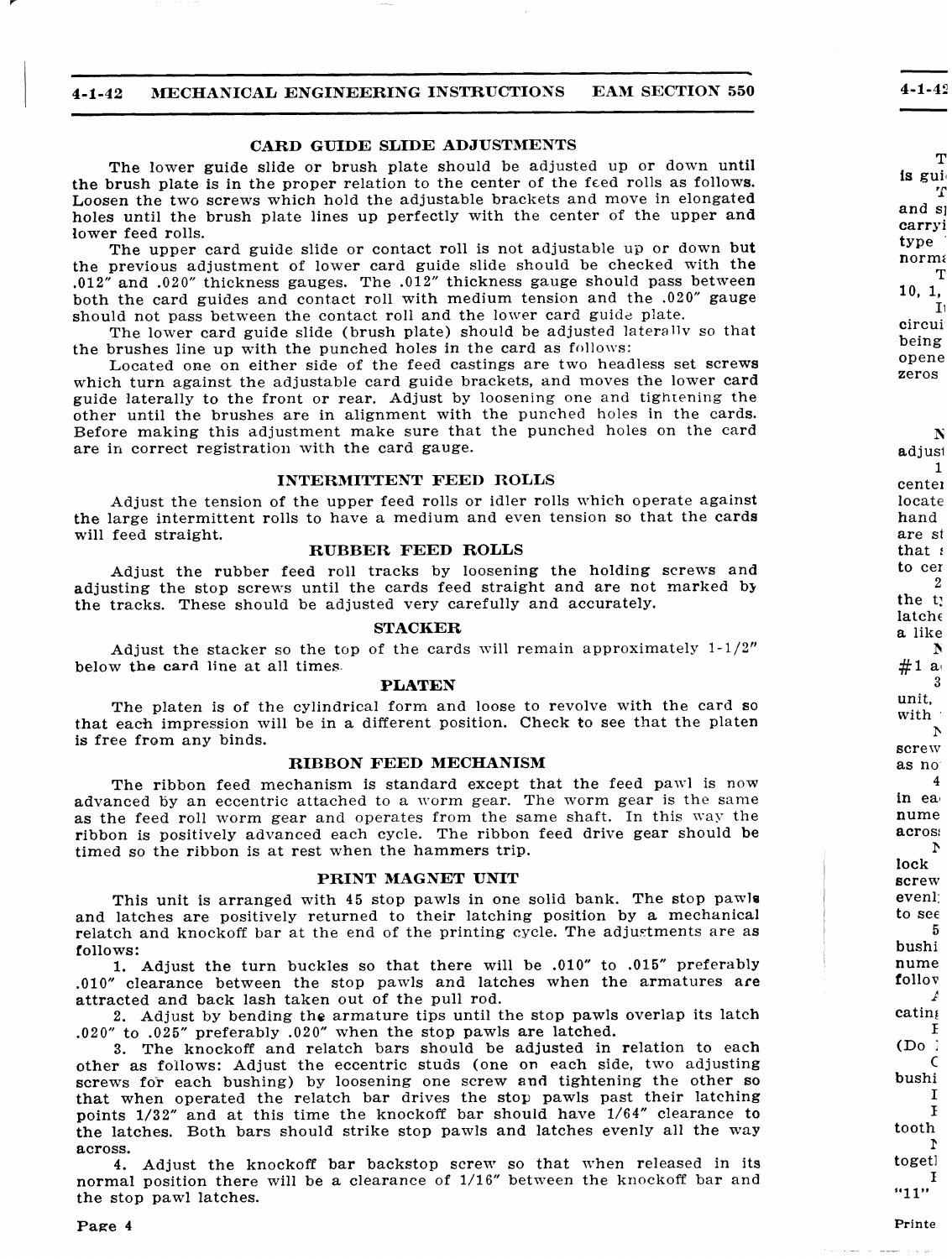## CARD GUIDE SLIDE ADJUSTMENTS

The lower guide slide or brush plate should be adjusted up or down until the brush plate is in the proper relation to the center of the feed rolls as follows. Loosen the two screws which hold the adjustable brackets and move in elongated holes until the brush plate lines up perfectly with the center of the upper and lower feed rolls.

The upper card guide slide or contact roll is not adjustable up or down but the previous adjustment of lower card guide slide should be checked with the .012" and .020" thickness gauges. The .012" thickness gauge should pass between both the card guides and contact roll with medium tension and the .020" gauge should not pass between the contact roll and the lower card guide plate.

The lower card guide slide (brush plate) should be adjusted laterally so that the brushes line up with the punched holes in the card as follows:

Located one on either side of the feed castings are two headless set screws which turn against the adjustable card guide brackets, and moves the lower card guide laterally to the front or rear. Adjust by loosening one and tightening the other until the brushes are in alignment with the punched holes in the cards. Before making this adjustment make sure that the punched holes on the card are in correct registration with the card gauge.

## INTERMITTENT FEED ROLLS

Adjust the tension of the upper feed rolls or idler rolls which operate against the large intermittent rolls to have a medium and even tension so that the cards will feed straight.

## RUBBER FEED ROLLS

Adjust the rubber feed roll tracks by loosening the holding screws and adjusting the stop screws until the cards feed straight and are not marked by the tracks. These should be adjusted very carefully and accurately.

## STACKER

Adjust the stacker so the top of the cards will remain approximately 1-1/2" below the card line at all times.

## PLATEN

The platen is of the cylindrical form and loose to revolve with the card so that each impression will be in a different position. Check to see that the platen is free from any binds.

## RIBBON FEED MECHANISM

The ribbon feed mechanism is standard except that the feed pawl is now advanced by an eccentric attached to a worm gear. The worm gear is the same as the feed roll worm gear and operates from the same shaft. In this way the ribbon is positively advanced each cycle. The ribbon feed drive gear should be timed so the ribbon is at rest when the hammers trip.

## PRINT MAGNET UNIT

This unit is arranged with 45 stop pawls in one solid bank. The stop pawls and latches are positively returned to their latching position by a mechanical relatch and knockoff bar at the end of the printing cycle. The adjustments are as follows:

1. Adjust the turn buckles so that there will be .010" to .015" preferably .010" clearance between the stop pawls and latches when the armatures are attracted and back lash taken out of the pull rod.
2. Adjust by bending the armature tips until the stop pawls overlap its latch .020" to .025" preferably .020" when the stop pawls are latched.
3. The knockoff and relatch bars should be adjusted in relation to each other as follows: Adjust the eccentric studs (one on each side, two adjusting screws for each bushing) by loosening one screw and tightening the other so that when operated the relatch bar drives the stop pawls past their latching points 1/32" and at this time the knockoff bar should have 1/64" clearance to the latches. Both bars should strike stop pawls and latches evenly all the way across.
4. Adjust the knockoff bar backstop screw so that when released in its normal position there will be a clearance of 1/16" between the knockoff bar and the stop pawl latches.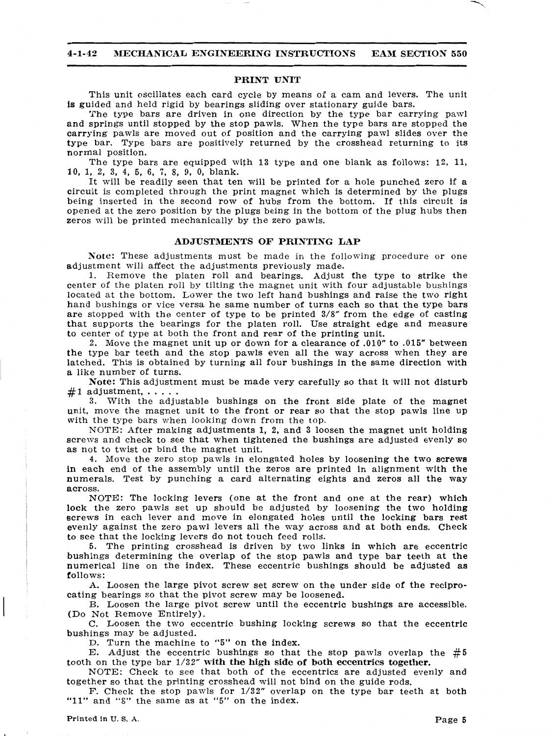## PRINT UNIT

This unit oscillates each card cycle by means of a cam and levers. The unit is guided and held rigid by bearings sliding over stationary guide bars.

The type bars are driven in one direction by the type bar carrying pawl and springs until stopped by the stop pawls. When the type bars are stopped the carrying pawls are moved out of position and the carrying pawl slides over the type bar. Type bars are positively returned by the crosshead returning to its normal position.

The type bars are equipped with 13 type and one blank as follows: 12, 11, 10, 1, 2, 3, 4, 5, 6, 7, 8, 9, 0, blank.

It will be readily seen that ten will be printed for a hole punched zero if a circuit is completed through the print magnet which is determined by the plugs being inserted in the second row of hubs from the bottom. If this circuit is opened at the zero position by the plugs being in the bottom of the plug hubs then zeros will be printed mechanically by the zero pawls.

## ADJUSTMENTS OF PRINTING LAP

Note: These adjustments must be made in the following procedure or one adjustment will affect the adjustments previously made.

1. Remove the platen roll and bearings. Adjust the type to strike the center of the platen roll by tilting the magnet unit with four adjustable bushings located at the bottom. Lower the two left hand bushings and raise the two right hand bushings or vice versa he same number of turns each so that the type bars are stopped with the center of type to be printed 3/8" from the edge of casting that supports the bearings for the platen roll. Use straight edge and measure to center of type at both the front and rear of the printing unit.

2. Move the magnet unit up or down for a clearance of .010" to .015" between the type bar teeth and the stop pawls even all the way across when they are latched. This is obtained by turning all four bushings in the same direction with a like number of turns.

**Note:** This adjustment must be made very carefully so that it will not disturb #1 adjustment, . . . . .

3. With the adjustable bushings on the front side plate of the magnet unit, move the magnet unit to the front or rear so that the stop pawls line up with the type bars when looking down from the top.

NOTE: After making adjustments 1, 2, and 3 loosen the magnet unit holding screws and check to see that when tightened the bushings are adjusted evenly so as not to twist or bind the magnet unit.

4. Move the zero stop pawls in elongated holes by loosening the two screws in each end of the assembly until the zeros are printed in alignment with the numerals. Test by punching a card alternating eights and zeros all the way across.

NOTE: The locking levers (one at the front and one at the rear) which lock the zero pawls set up should be adjusted by loosening the two holding screws in each lever and move in elongated holes until the locking bars rest evenly against the zero pawl levers all the way across and at both ends. Check to see that the locking levers do not touch feed rolls.

5. The printing crosshead is driven by two links in which are eccentric bushings determining the overlap of the stop pawls and type bar teeth at the numerical line on the index. These eccentric bushings should be adjusted as follows:

A. Loosen the large pivot screw set screw on the under side of the reciprocating bearings so that the pivot screw may be loosened.

B. Loosen the large pivot screw until the eccentric bushings are accessible. (Do Not Remove Entirely).

C. Loosen the two eccentric bushing locking screws so that the eccentric bushings may be adjusted.

D. Turn the machine to "5" on the index.

E. Adjust the eccentric bushings so that the stop pawls overlap the #5 tooth on the type bar 1/32" **with the high side of both eccentrics together.**

NOTE: Check to see that both of the eccentrics are adjusted evenly and together so that the printing crosshead will not bind on the guide rods.

F. Check the stop pawls for 1/32" overlap on the type bar teeth at both "11" and "8" the same as at "5" on the index.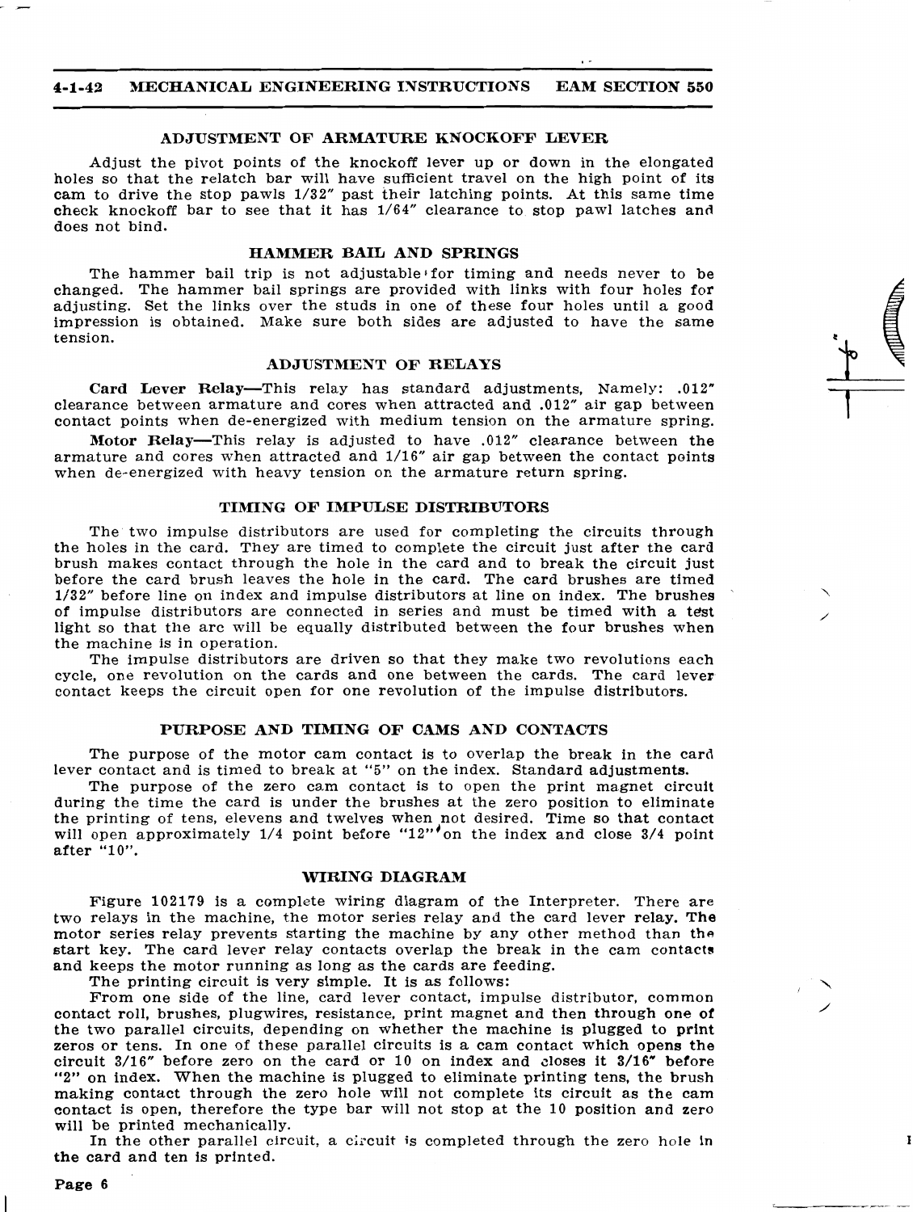## ADJUSTMENT OF ARMATURE KNOCKOFF LEVER

Adjust the pivot points of the knockoff lever up or down in the elongated holes so that the relatch bar will have sufficient travel on the high point of its cam to drive the stop pawls 1/32" past their latching points. At this same time check knockoff bar to see that it has 1/64" clearance to stop pawl latches and does not bind.

## HAMMER BAIL AND SPRINGS

The hammer bail trip is not adjustable for timing and needs never to be changed. The hammer bail springs are provided with links with four holes for adjusting. Set the links over the studs in one of these four holes until a good impression is obtained. Make sure both sides are adjusted to have the same tension.

## ADJUSTMENT OF RELAYS

**Card Lever Relay**—This relay has standard adjustments, Namely: .012" clearance between armature and cores when attracted and .012" air gap between contact points when de-energized with medium tension on the armature spring.

**Motor Relay**—This relay is adjusted to have .012" clearance between the armature and cores when attracted and 1/16" air gap between the contact points when de-energized with heavy tension on the armature return spring.

## TIMING OF IMPULSE DISTRIBUTORS

The two impulse distributors are used for completing the circuits through the holes in the card. They are timed to complete the circuit just after the card brush makes contact through the hole in the card and to break the circuit just before the card brush leaves the hole in the card. The card brushes are timed 1/32" before line on index and impulse distributors at line on index. The brushes of impulse distributors are connected in series and must be timed with a test light so that the arc will be equally distributed between the four brushes when the machine is in operation.

The impulse distributors are driven so that they make two revolutions each cycle, one revolution on the cards and one between the cards. The card lever contact keeps the circuit open for one revolution of the impulse distributors.

## PURPOSE AND TIMING OF CAMS AND CONTACTS

The purpose of the motor cam contact is to overlap the break in the card lever contact and is timed to break at "5" on the index. Standard adjustments.

The purpose of the zero cam contact is to open the print magnet circuit during the time the card is under the brushes at the zero position to eliminate the printing of tens, elevens and twelves when not desired. Time so that contact will open approximately 1/4 point before "12" on the index and close 3/4 point after "10".

## WIRING DIAGRAM

Figure 102179 is a complete wiring diagram of the Interpreter. There are two relays in the machine, the motor series relay and the card lever relay. The motor series relay prevents starting the machine by any other method than the start key. The card lever relay contacts overlap the break in the cam contacts and keeps the motor running as long as the cards are feeding.

The printing circuit is very simple. It is as follows:

From one side of the line, card lever contact, impulse distributor, common contact roll, brushes, plugwires, resistance, print magnet and then through one of the two parallel circuits, depending on whether the machine is plugged to print zeros or tens. In one of these parallel circuits is a cam contact which opens the circuit 3/16" before zero on the card or 10 on index and closes it 3/16" before "2" on index. When the machine is plugged to eliminate printing tens, the brush making contact through the zero hole will not complete its circuit as the cam contact is open, therefore the type bar will not stop at the 10 position and zero will be printed mechanically.

In the other parallel circuit, a circuit is completed through the zero hole in the card and ten is printed.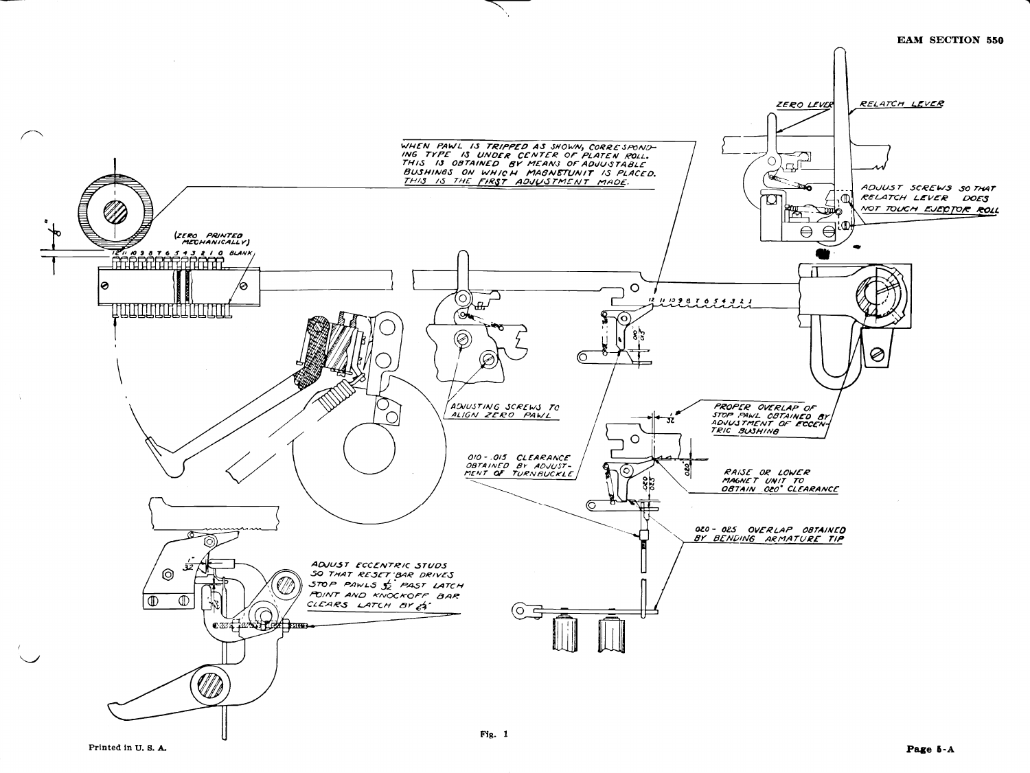WHEN PAWL IS TRIPPED AS SHOWN, CORRESPONDING TYPE IS UNDER CENTER OF PLATEN ROLL. THIS IS OBTAINED BY MEANS OF ADJUSTABLE BUSHINGS ON WHICH MAGNET UNIT IS PLACED. THIS IS THE FIRST ADJUSTMENT MADE.

ZERO LEVER

RELATCH LEVER

ADJUST SCREWS SO THAT RELATCH LEVER DOES NOT TOUCH EJECTOR ROLL

(ZERO PRINTED MECHANICALLY)

12 11 10 9 8 7 6 5 4 3 2 1 0 BLANK

12 11 10 9 8 7 6 5 4 3 2 1

ADJUSTING SCREWS TO ALIGN ZERO PAWL

PROPER OVERLAP OF STOP PAWL OBTAINED BY ADJUSTMENT OF ECCENTRIC BUSHING

.010 - .015 CLEARANCE OBTAINED BY ADJUSTMENT OF TURNBUCKLE

RAISE OR LOWER MAGNET UNIT TO OBTAIN .020" CLEARANCE

.020 - .025 OVERLAP OBTAINED BY BENDING ARMATURE TIP

ADJUST ECCENTRIC STUDS SO THAT RESET BAR DRIVES STOP PAWLS 1/32" PAST LATCH POINT AND KNOCKOFF BAR CLEARS LATCH BY 1/64"

Fig. 1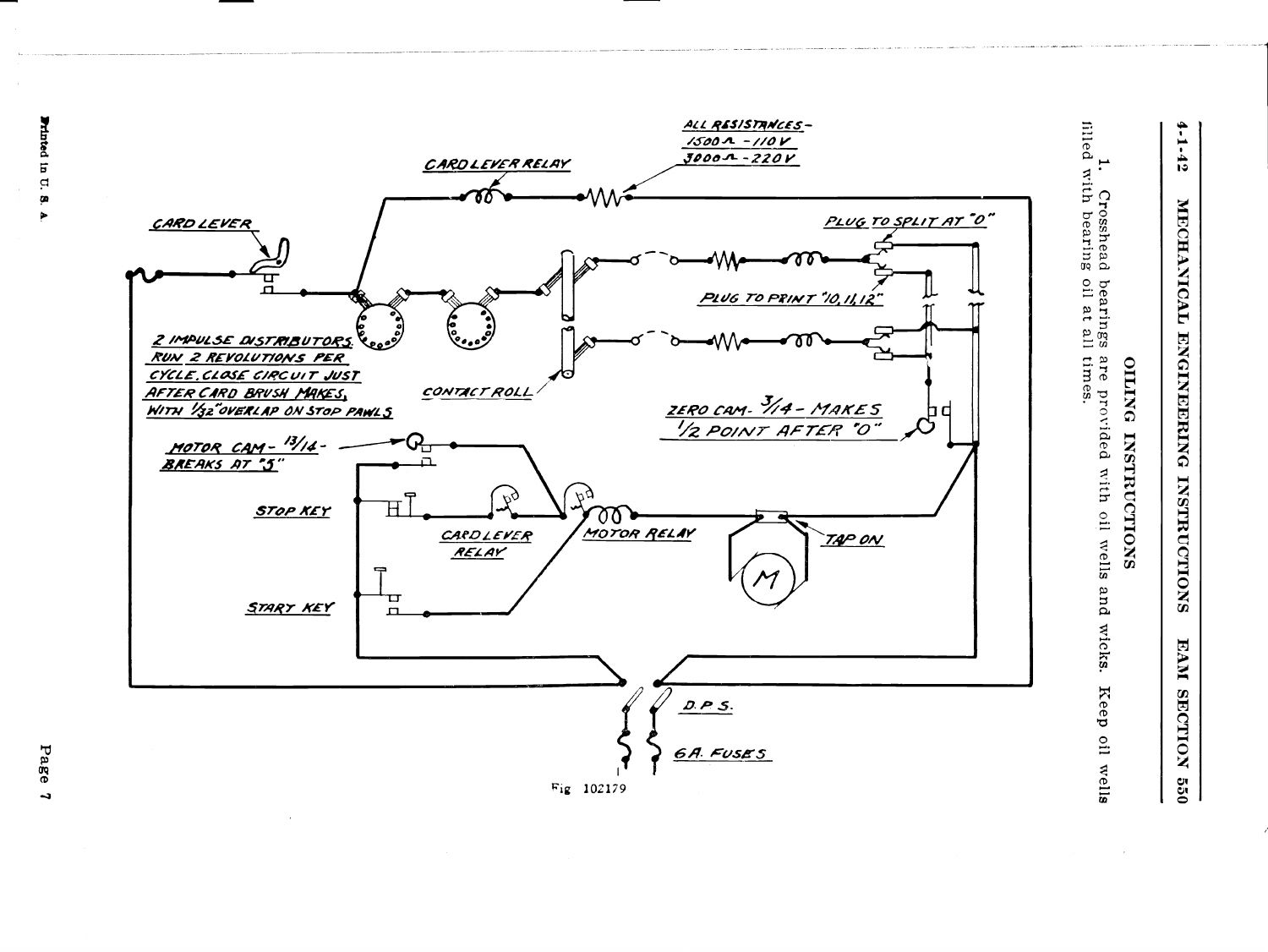## OILING INSTRUCTIONS

1. Crosshead bearings are provided with oil wells and wicks. Keep oil wells filled with bearing oil at all times.

CARD LEVER RELAY

ALL RESISTANCES - 1500Ω - 110V, 3000Ω - 220V

CARD LEVER

PLUG TO SPLIT AT "0"

PLUG TO PRINT "10, 11, 12"

2 IMPULSE DISTRIBUTORS RUN 2 REVOLUTIONS PER CYCLE. CLOSE CIRCUIT JUST AFTER CARD BRUSH MAKES, WITH 1/32" OVERLAP ON STOP PAWLS

CONTACT ROLL

ZERO CAM - 3/14 - MAKES 1/2 POINT AFTER "0"

MOTOR CAM - 13/14 - BREAKS AT "5"

STOP KEY

CARD LEVER RELAY

MOTOR RELAY

TAP ON

M

START KEY

D.P.S.

6A. FUSES

Fig 102179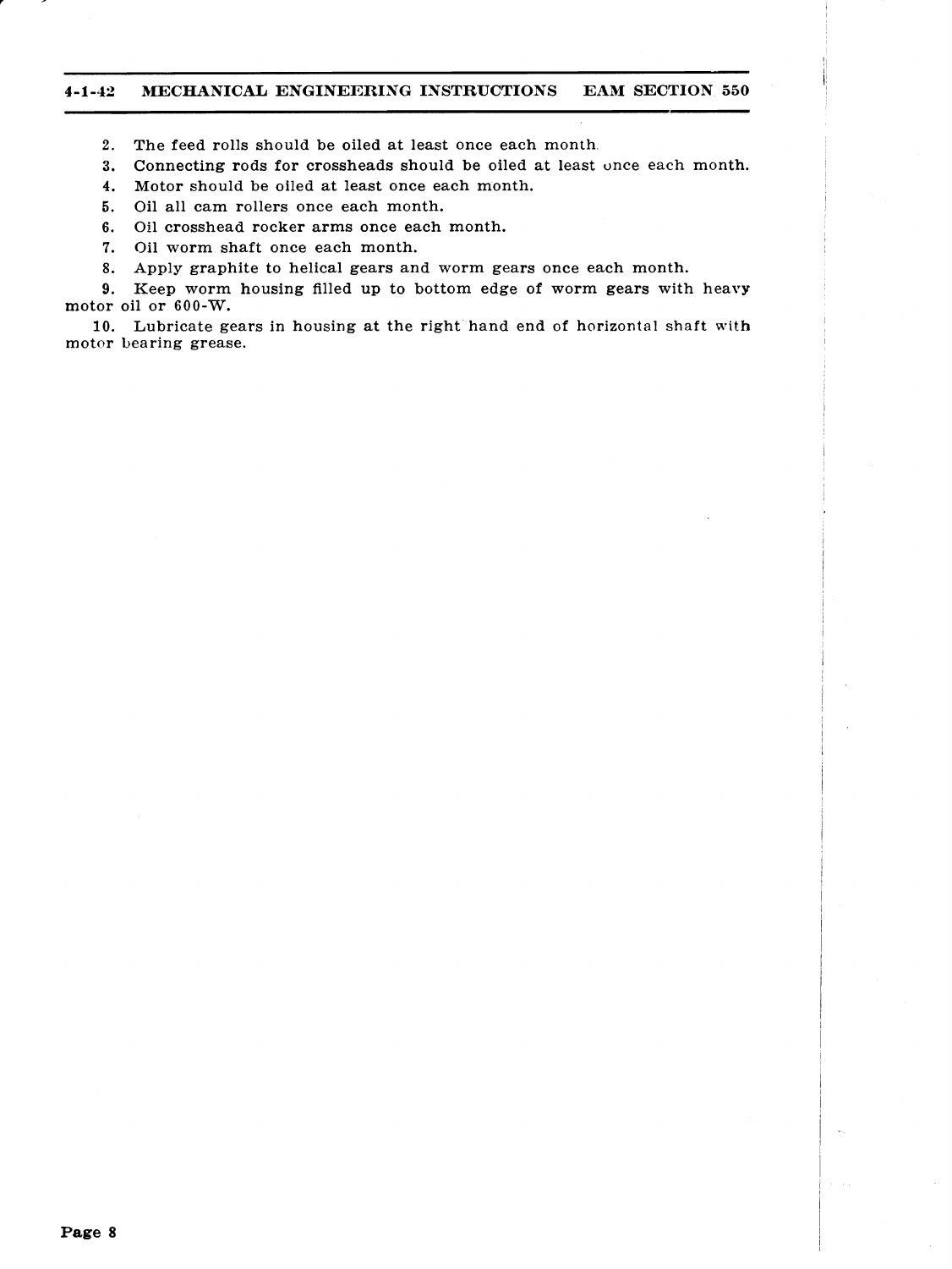2. The feed rolls should be oiled at least once each month.
3. Connecting rods for crossheads should be oiled at least once each month.
4. Motor should be oiled at least once each month.
5. Oil all cam rollers once each month.
6. Oil crosshead rocker arms once each month.
7. Oil worm shaft once each month.
8. Apply graphite to helical gears and worm gears once each month.
9. Keep worm housing filled up to bottom edge of worm gears with heavy motor oil or 600-W.
10. Lubricate gears in housing at the right hand end of horizontal shaft with motor bearing grease.